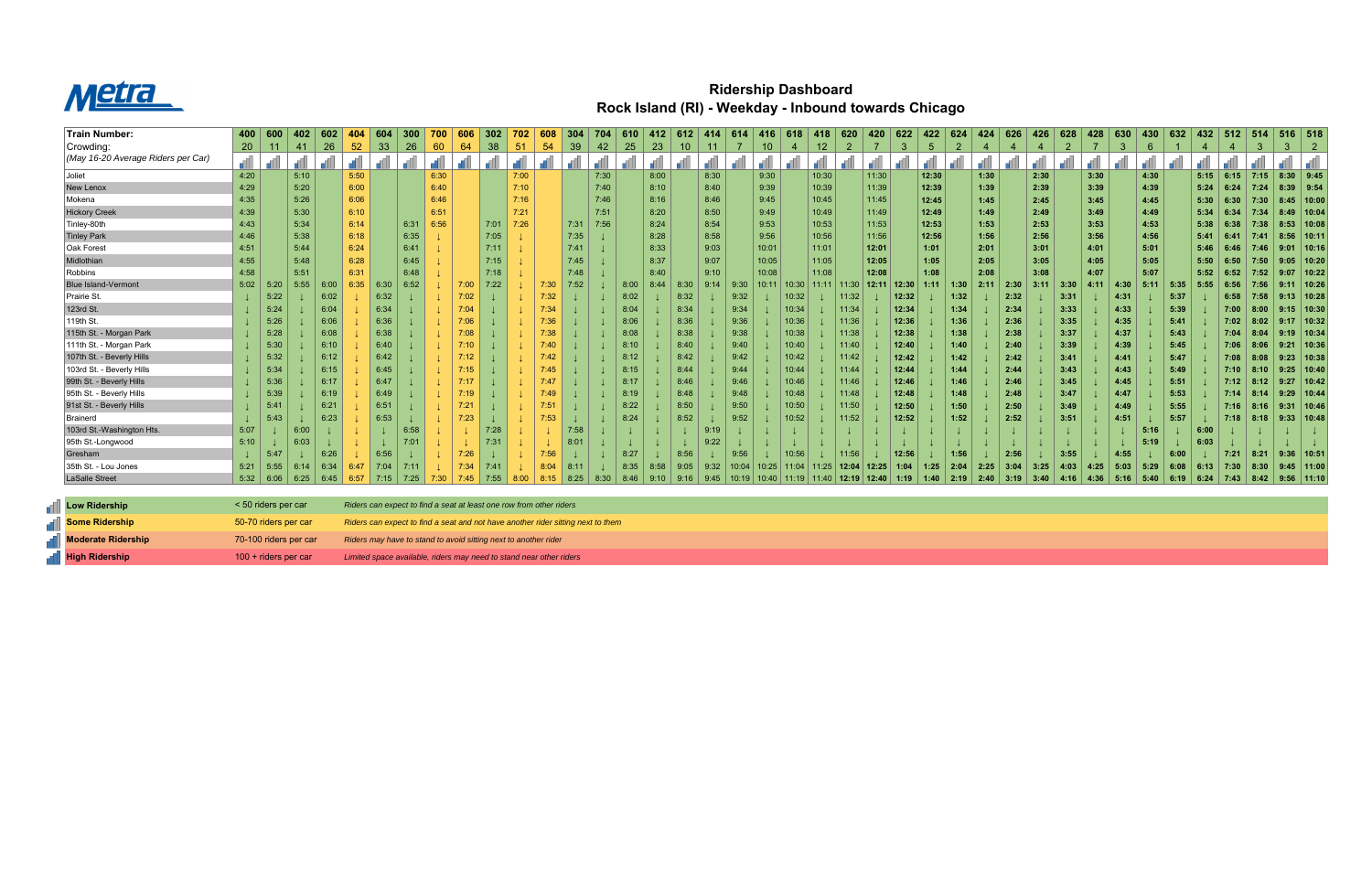# Metra

## Ridership Dashboard
## Rock Island (RI) - Weekday - Inbound towards Chicago

| Train Number: | 400 | 600 | 402 | 602 | 404 | 604 | 300 | 700 | 606 | 302 | 702 | 608 | 304 | 704 | 610 | 412 | 612 | 414 | 614 | 416 | 618 | 418 | 620 | 420 | 622 | 422 | 624 | 424 | 626 | 426 | 628 | 428 | 630 | 430 | 632 | 432 | 512 | 514 | 516 | 518 |
|---|---|---|---|---|---|---|---|---|---|---|---|---|---|---|---|---|---|---|---|---|---|---|---|---|---|---|---|---|---|---|---|---|---|---|---|---|---|---|---|---|
| Crowding: (May 16-20 Average Riders per Car) | 20 | 11 | 41 | 26 | 52 | 33 | 26 | 60 | 64 | 38 | 51 | 54 | 39 | 42 | 25 | 23 | 10 | 11 | 7 | 10 | 4 | 12 | 2 | 7 | 3 | 5 | 2 | 4 | 4 | 4 | 2 | 7 | 3 | 6 | 1 | 4 | 4 | 3 | 3 | 2 |
| Joliet | 4:20 | | 5:10 | | 5:50 | | | 6:30 | | | 7:00 | | | 7:30 | | 8:00 | | 8:30 | | 9:30 | | 10:30 | | 11:30 | | 12:30 | | 1:30 | | 2:30 | | 3:30 | | 4:30 | | 5:15 | 6:15 | 7:15 | 8:30 | 9:45 |
| New Lenox | 4:29 | | 5:20 | | 6:00 | | | 6:40 | | | 7:10 | | | 7:40 | | 8:10 | | 8:40 | | 9:39 | | 10:39 | | 11:39 | | 12:39 | | 1:39 | | 2:39 | | 3:39 | | 4:39 | | 5:24 | 6:24 | 7:24 | 8:39 | 9:54 |
| Mokena | 4:35 | | 5:26 | | 6:06 | | | 6:46 | | | 7:16 | | | 7:46 | | 8:16 | | 8:46 | | 9:45 | | 10:45 | | 11:45 | | 12:45 | | 1:45 | | 2:45 | | 3:45 | | 4:45 | | 5:30 | 6:30 | 7:30 | 8:45 | 10:00 |
| Hickory Creek | 4:39 | | 5:30 | | 6:10 | | | 6:51 | | | 7:21 | | | 7:51 | | 8:20 | | 8:50 | | 9:49 | | 10:49 | | 11:49 | | 12:49 | | 1:49 | | 2:49 | | 3:49 | | 4:49 | | 5:34 | 6:34 | 7:34 | 8:49 | 10:04 |
| Tinley-80th | 4:43 | | 5:34 | | 6:14 | | 6:31 | 6:56 | | 7:01 | 7:26 | | 7:31 | 7:56 | | 8:24 | | 8:54 | | 9:53 | | 10:53 | | 11:53 | | 12:53 | | 1:53 | | 2:53 | | 3:53 | | 4:53 | | 5:38 | 6:38 | 7:38 | 8:53 | 10:08 |
| Tinley Park | 4:46 | | 5:38 | | 6:18 | | 6:35 | ↓ | | 7:05 | ↓ | | 7:35 | ↓ | | 8:28 | | 8:58 | | 9:56 | | 10:56 | | 11:56 | | 12:56 | | 1:56 | | 2:56 | | 3:56 | | 4:56 | | 5:41 | 6:41 | 7:41 | 8:56 | 10:11 |
| Oak Forest | 4:51 | | 5:44 | | 6:24 | | 6:41 | ↓ | | 7:11 | ↓ | | 7:41 | ↓ | | 8:33 | | 9:03 | | 10:01 | | 11:01 | | 12:01 | | 1:01 | | 2:01 | | 3:01 | | 4:01 | | 5:01 | | 5:46 | 6:46 | 7:46 | 9:01 | 10:16 |
| Midlothian | 4:55 | | 5:48 | | 6:28 | | 6:45 | ↓ | | 7:15 | ↓ | | 7:45 | ↓ | | 8:37 | | 9:07 | | 10:05 | | 11:05 | | 12:05 | | 1:05 | | 2:05 | | 3:05 | | 4:05 | | 5:05 | | 5:50 | 6:50 | 7:50 | 9:05 | 10:20 |
| Robbins | 4:58 | | 5:51 | | 6:31 | | 6:48 | ↓ | | 7:18 | ↓ | | 7:48 | ↓ | | 8:40 | | 9:10 | | 10:08 | | 11:08 | | 12:08 | | 1:08 | | 2:08 | | 3:08 | | 4:07 | | 5:07 | | 5:52 | 6:52 | 7:52 | 9:07 | 10:22 |
| Blue Island-Vermont | 5:02 | 5:20 | 5:55 | 6:00 | 6:35 | 6:30 | 6:52 | ↓ | 7:00 | 7:22 | ↓ | 7:30 | 7:52 | ↓ | 8:00 | 8:44 | 8:30 | 9:14 | 9:30 | 10:11 | 10:30 | 11:11 | 11:30 | 12:11 | 12:30 | 1:11 | 1:30 | 2:11 | 2:30 | 3:11 | 3:30 | 4:11 | 4:30 | 5:11 | 5:35 | 5:55 | 6:56 | 7:56 | 9:11 | 10:26 |
| Prairie St. | ↓ | 5:22 | ↓ | 6:02 | ↓ | 6:32 | ↓ | ↓ | 7:02 | ↓ | ↓ | 7:32 | ↓ | ↓ | 8:02 | ↓ | 8:32 | ↓ | 9:32 | ↓ | 10:32 | ↓ | 11:32 | ↓ | 12:32 | ↓ | 1:32 | ↓ | 2:32 | ↓ | 3:31 | ↓ | 4:31 | ↓ | 5:37 | ↓ | 6:58 | 7:58 | 9:13 | 10:28 |
| 123rd St. | ↓ | 5:24 | ↓ | 6:04 | ↓ | 6:34 | ↓ | ↓ | 7:04 | ↓ | ↓ | 7:34 | ↓ | ↓ | 8:04 | ↓ | 8:34 | ↓ | 9:34 | ↓ | 10:34 | ↓ | 11:34 | ↓ | 12:34 | ↓ | 1:34 | ↓ | 2:34 | ↓ | 3:33 | ↓ | 4:33 | ↓ | 5:39 | ↓ | 7:00 | 8:00 | 9:15 | 10:30 |
| 119th St. | ↓ | 5:26 | ↓ | 6:06 | ↓ | 6:36 | ↓ | ↓ | 7:06 | ↓ | ↓ | 7:36 | ↓ | ↓ | 8:06 | ↓ | 8:36 | ↓ | 9:36 | ↓ | 10:36 | ↓ | 11:36 | ↓ | 12:36 | ↓ | 1:36 | ↓ | 2:36 | ↓ | 3:35 | ↓ | 4:35 | ↓ | 5:41 | ↓ | 7:02 | 8:02 | 9:17 | 10:32 |
| 115th St. - Morgan Park | ↓ | 5:28 | ↓ | 6:08 | ↓ | 6:38 | ↓ | ↓ | 7:08 | ↓ | ↓ | 7:38 | ↓ | ↓ | 8:08 | ↓ | 8:38 | ↓ | 9:38 | ↓ | 10:38 | ↓ | 11:38 | ↓ | 12:38 | ↓ | 1:38 | ↓ | 2:38 | ↓ | 3:37 | ↓ | 4:37 | ↓ | 5:43 | ↓ | 7:04 | 8:04 | 9:19 | 10:34 |
| 111th St. - Morgan Park | ↓ | 5:30 | ↓ | 6:10 | ↓ | 6:40 | ↓ | ↓ | 7:10 | ↓ | ↓ | 7:40 | ↓ | ↓ | 8:10 | ↓ | 8:40 | ↓ | 9:40 | ↓ | 10:40 | ↓ | 11:40 | ↓ | 12:40 | ↓ | 1:40 | ↓ | 2:40 | ↓ | 3:39 | ↓ | 4:39 | ↓ | 5:45 | ↓ | 7:06 | 8:06 | 9:21 | 10:36 |
| 107th St. - Beverly Hills | ↓ | 5:32 | ↓ | 6:12 | ↓ | 6:42 | ↓ | ↓ | 7:12 | ↓ | ↓ | 7:42 | ↓ | ↓ | 8:12 | ↓ | 8:42 | ↓ | 9:42 | ↓ | 10:42 | ↓ | 11:42 | ↓ | 12:42 | ↓ | 1:42 | ↓ | 2:42 | ↓ | 3:41 | ↓ | 4:41 | ↓ | 5:47 | ↓ | 7:08 | 8:08 | 9:23 | 10:38 |
| 103rd St. - Beverly Hills | ↓ | 5:34 | ↓ | 6:15 | ↓ | 6:45 | ↓ | ↓ | 7:15 | ↓ | ↓ | 7:45 | ↓ | ↓ | 8:15 | ↓ | 8:44 | ↓ | 9:44 | ↓ | 10:44 | ↓ | 11:44 | ↓ | 12:44 | ↓ | 1:44 | ↓ | 2:44 | ↓ | 3:43 | ↓ | 4:43 | ↓ | 5:49 | ↓ | 7:10 | 8:10 | 9:25 | 10:40 |
| 99th St. - Beverly Hills | ↓ | 5:36 | ↓ | 6:17 | ↓ | 6:47 | ↓ | ↓ | 7:17 | ↓ | ↓ | 7:47 | ↓ | ↓ | 8:17 | ↓ | 8:46 | ↓ | 9:46 | ↓ | 10:46 | ↓ | 11:46 | ↓ | 12:46 | ↓ | 1:46 | ↓ | 2:46 | ↓ | 3:45 | ↓ | 4:45 | ↓ | 5:51 | ↓ | 7:12 | 8:12 | 9:27 | 10:42 |
| 95th St. - Beverly Hills | ↓ | 5:39 | ↓ | 6:19 | ↓ | 6:49 | ↓ | ↓ | 7:19 | ↓ | ↓ | 7:49 | ↓ | ↓ | 8:19 | ↓ | 8:48 | ↓ | 9:48 | ↓ | 10:48 | ↓ | 11:48 | ↓ | 12:48 | ↓ | 1:48 | ↓ | 2:48 | ↓ | 3:47 | ↓ | 4:47 | ↓ | 5:53 | ↓ | 7:14 | 8:14 | 9:29 | 10:44 |
| 91st St. - Beverly Hills | ↓ | 5:41 | ↓ | 6:21 | ↓ | 6:51 | ↓ | ↓ | 7:21 | ↓ | ↓ | 7:51 | ↓ | ↓ | 8:22 | ↓ | 8:50 | ↓ | 9:50 | ↓ | 10:50 | ↓ | 11:50 | ↓ | 12:50 | ↓ | 1:50 | ↓ | 2:50 | ↓ | 3:49 | ↓ | 4:49 | ↓ | 5:55 | ↓ | 7:16 | 8:16 | 9:31 | 10:46 |
| Brainerd | ↓ | 5:43 | ↓ | 6:23 | ↓ | 6:53 | ↓ | ↓ | 7:23 | ↓ | ↓ | 7:53 | ↓ | ↓ | 8:24 | ↓ | 8:52 | ↓ | 9:52 | ↓ | 10:52 | ↓ | 11:52 | ↓ | 12:52 | ↓ | 1:52 | ↓ | 2:52 | ↓ | 3:51 | ↓ | 4:51 | ↓ | 5:57 | ↓ | 7:18 | 8:18 | 9:33 | 10:48 |
| 103rd St.-Washington Hts. | 5:07 | ↓ | 6:00 | ↓ | ↓ | ↓ | 6:58 | ↓ | ↓ | 7:28 | ↓ | ↓ | 7:58 | ↓ | ↓ | ↓ | ↓ | 9:19 | ↓ | ↓ | ↓ | ↓ | ↓ | ↓ | ↓ | ↓ | ↓ | ↓ | ↓ | ↓ | ↓ | ↓ | ↓ | 5:16 | ↓ | 6:00 | ↓ | ↓ | ↓ | ↓ |
| 95th St.-Longwood | 5:10 | ↓ | 6:03 | ↓ | ↓ | ↓ | 7:01 | ↓ | ↓ | 7:31 | ↓ | ↓ | 8:01 | ↓ | ↓ | ↓ | ↓ | 9:22 | ↓ | ↓ | ↓ | ↓ | ↓ | ↓ | ↓ | ↓ | ↓ | ↓ | ↓ | ↓ | ↓ | ↓ | ↓ | 5:19 | ↓ | 6:03 | ↓ | ↓ | ↓ | ↓ |
| Gresham | ↓ | 5:47 | ↓ | 6:26 | ↓ | 6:56 | ↓ | ↓ | 7:26 | ↓ | ↓ | 7:56 | ↓ | ↓ | 8:27 | ↓ | 8:56 | ↓ | 9:56 | ↓ | 10:56 | ↓ | 11:56 | ↓ | 12:56 | ↓ | 1:56 | ↓ | 2:56 | ↓ | 3:55 | ↓ | 4:55 | ↓ | 6:00 | ↓ | 7:21 | 8:21 | 9:36 | 10:51 |
| 35th St. - Lou Jones | 5:21 | 5:55 | 6:14 | 6:34 | 6:47 | 7:04 | 7:11 | ↓ | 7:34 | 7:41 | ↓ | 8:04 | 8:11 | ↓ | 8:35 | 8:58 | 9:05 | 9:32 | 10:04 | 10:25 | 11:04 | 11:25 | 12:04 | 12:25 | 1:04 | 1:25 | 2:04 | 2:25 | 3:04 | 3:25 | 4:03 | 4:25 | 5:03 | 5:29 | 6:08 | 6:13 | 7:30 | 8:30 | 9:45 | 11:00 |
| LaSalle Street | 5:32 | 6:06 | 6:25 | 6:45 | 6:57 | 7:15 | 7:25 | 7:30 | 7:45 | 7:55 | 8:00 | 8:15 | 8:25 | 8:30 | 8:46 | 9:10 | 9:16 | 9:45 | 10:19 | 10:40 | 11:19 | 11:40 | 12:19 | 12:40 | 1:19 | 1:40 | 2:19 | 2:40 | 3:19 | 3:40 | 4:16 | 4:36 | 5:16 | 5:40 | 6:19 | 6:24 | 7:43 | 8:42 | 9:56 | 11:10 |

| Ridership Level | Riders per Car | Description |
|---|---|---|
| **Low Ridership** | < 50 riders per car | *Riders can expect to find a seat at least one row from other riders* |
| **Some Ridership** | 50-70 riders per car | *Riders can expect to find a seat and not have another rider sitting next to them* |
| **Moderate Ridership** | 70-100 riders per car | *Riders may have to stand to avoid sitting next to another rider* |
| **High Ridership** | 100 + riders per car | *Limited space available, riders may need to stand near other riders* |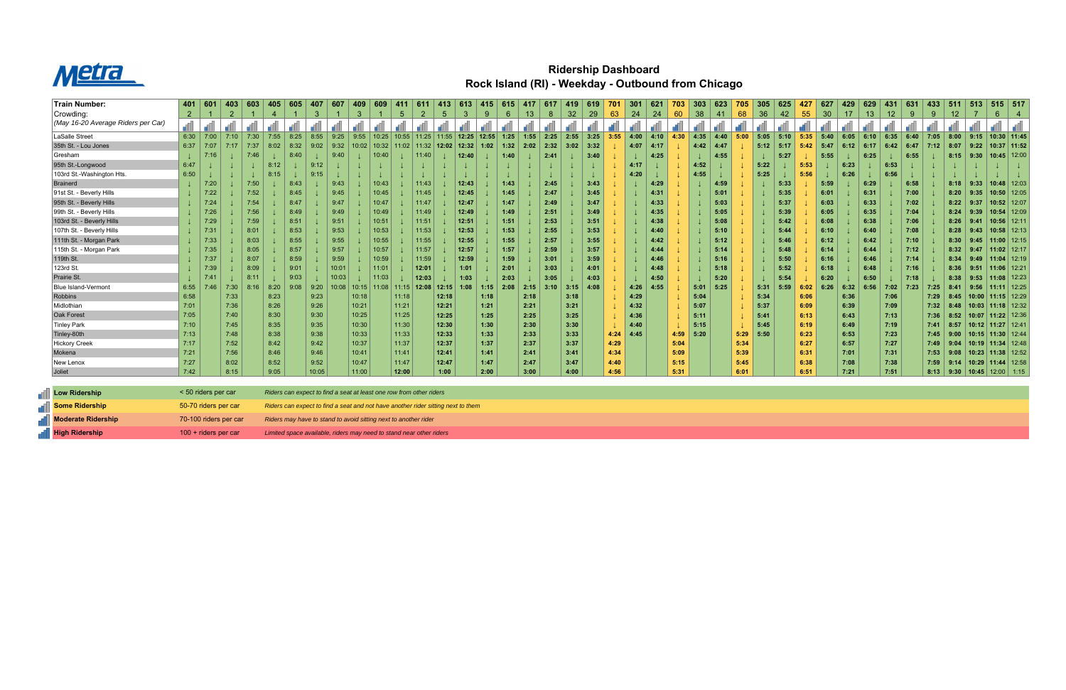# Ridership Dashboard
## Rock Island (RI) - Weekday - Outbound from Chicago

| Train Number: | 401 | 601 | 403 | 603 | 405 | 605 | 407 | 607 | 409 | 609 | 411 | 611 | 413 | 613 | 415 | 615 | 417 | 617 | 419 | 619 | 701 | 301 | 621 | 703 | 303 | 623 | 705 | 305 | 625 | 427 | 627 | 429 | 629 | 431 | 631 | 433 | 511 | 513 | 515 | 517 |
|---|---|---|---|---|---|---|---|---|---|---|---|---|---|---|---|---|---|---|---|---|---|---|---|---|---|---|---|---|---|---|---|---|---|---|---|---|---|---|---|---|
| Crowding: (May 16-20 Average Riders per Car) | 2 | 1 | 2 | 1 | 4 | 1 | 3 | 1 | 3 | 1 | 5 | 2 | 5 | 3 | 9 | 6 | 13 | 8 | 32 | 29 | 63 | 24 | 24 | 60 | 38 | 41 | 68 | 36 | 42 | 55 | 30 | 17 | 13 | 12 | 9 | 9 | 12 | 7 | 6 | 4 |
| LaSalle Street | 6:30 | 7:00 | 7:10 | 7:30 | 7:55 | 8:25 | 8:55 | 9:25 | 9:55 | 10:25 | 10:55 | 11:25 | 11:55 | 12:25 | 12:55 | 1:25 | 1:55 | 2:25 | 2:55 | 3:25 | 3:55 | 4:00 | 4:10 | 4:30 | 4:35 | 4:40 | 5:00 | 5:05 | 5:10 | 5:35 | 5:40 | 6:05 | 6:10 | 6:35 | 6:40 | 7:05 | 8:00 | 9:15 | 10:30 | 11:45 |
| 35th St. - Lou Jones | 6:37 | 7:07 | 7:17 | 7:37 | 8:02 | 8:32 | 9:02 | 9:32 | 10:02 | 10:32 | 11:02 | 11:32 | 12:02 | 12:32 | 1:02 | 1:32 | 2:02 | 2:32 | 3:02 | 3:32 | ↓ | 4:07 | 4:17 | ↓ | 4:42 | 4:47 | ↓ | 5:12 | 5:17 | 5:42 | 5:47 | 6:12 | 6:17 | 6:42 | 6:47 | 7:12 | 8:07 | 9:22 | 10:37 | 11:52 |
| Gresham | ↓ | 7:16 | ↓ | 7:46 | ↓ | 8:40 | ↓ | 9:40 | ↓ | 10:40 | ↓ | 11:40 | ↓ | 12:40 | ↓ | 1:40 | ↓ | 2:41 | ↓ | 3:40 | ↓ | ↓ | 4:25 | ↓ | ↓ | 4:55 | ↓ | ↓ | 5:27 | ↓ | 5:55 | ↓ | 6:25 | ↓ | 6:55 | ↓ | 8:15 | 9:30 | 10:45 | 12:00 |
| 95th St.-Longwood | 6:47 | ↓ | ↓ | ↓ | 8:12 | ↓ | 9:12 | ↓ | ↓ | ↓ | ↓ | ↓ | ↓ | ↓ | ↓ | ↓ | ↓ | ↓ | ↓ | ↓ | ↓ | 4:17 | ↓ | ↓ | 4:52 | ↓ | ↓ | 5:22 | ↓ | 5:53 | ↓ | 6:23 | ↓ | 6:53 | ↓ | ↓ | ↓ | ↓ | ↓ | ↓ |
| 103rd St.-Washington Hts. | 6:50 | ↓ | ↓ | ↓ | 8:15 | ↓ | 9:15 | ↓ | ↓ | ↓ | ↓ | ↓ | ↓ | ↓ | ↓ | ↓ | ↓ | ↓ | ↓ | ↓ | ↓ | 4:20 | ↓ | ↓ | 4:55 | ↓ | ↓ | 5:25 | ↓ | 5:56 | ↓ | 6:26 | ↓ | 6:56 | ↓ | ↓ | ↓ | ↓ | ↓ | ↓ |
| Brainerd | ↓ | 7:20 | ↓ | 7:50 | ↓ | 8:43 | ↓ | 9:43 | ↓ | 10:43 | ↓ | 11:43 | ↓ | 12:43 | ↓ | 1:43 | ↓ | 2:45 | ↓ | 3:43 | ↓ | ↓ | 4:29 | ↓ | ↓ | 4:59 | ↓ | ↓ | 5:33 | ↓ | 5:59 | ↓ | 6:29 | ↓ | 6:58 | ↓ | 8:18 | 9:33 | 10:48 | 12:03 |
| 91st St. - Beverly Hills | ↓ | 7:22 | ↓ | 7:52 | ↓ | 8:45 | ↓ | 9:45 | ↓ | 10:45 | ↓ | 11:45 | ↓ | 12:45 | ↓ | 1:45 | ↓ | 2:47 | ↓ | 3:45 | ↓ | ↓ | 4:31 | ↓ | ↓ | 5:01 | ↓ | ↓ | 5:35 | ↓ | 6:01 | ↓ | 6:31 | ↓ | 7:00 | ↓ | 8:20 | 9:35 | 10:50 | 12:05 |
| 95th St. - Beverly Hills | ↓ | 7:24 | ↓ | 7:54 | ↓ | 8:47 | ↓ | 9:47 | ↓ | 10:47 | ↓ | 11:47 | ↓ | 12:47 | ↓ | 1:47 | ↓ | 2:49 | ↓ | 3:47 | ↓ | ↓ | 4:33 | ↓ | ↓ | 5:03 | ↓ | ↓ | 5:37 | ↓ | 6:03 | ↓ | 6:33 | ↓ | 7:02 | ↓ | 8:22 | 9:37 | 10:52 | 12:07 |
| 99th St. - Beverly Hills | ↓ | 7:26 | ↓ | 7:56 | ↓ | 8:49 | ↓ | 9:49 | ↓ | 10:49 | ↓ | 11:49 | ↓ | 12:49 | ↓ | 1:49 | ↓ | 2:51 | ↓ | 3:49 | ↓ | ↓ | 4:35 | ↓ | ↓ | 5:05 | ↓ | ↓ | 5:39 | ↓ | 6:05 | ↓ | 6:35 | ↓ | 7:04 | ↓ | 8:24 | 9:39 | 10:54 | 12:09 |
| 103rd St. - Beverly Hills | ↓ | 7:29 | ↓ | 7:59 | ↓ | 8:51 | ↓ | 9:51 | ↓ | 10:51 | ↓ | 11:51 | ↓ | 12:51 | ↓ | 1:51 | ↓ | 2:53 | ↓ | 3:51 | ↓ | ↓ | 4:38 | ↓ | ↓ | 5:08 | ↓ | ↓ | 5:42 | ↓ | 6:08 | ↓ | 6:38 | ↓ | 7:06 | ↓ | 8:26 | 9:41 | 10:56 | 12:11 |
| 107th St. - Beverly Hills | ↓ | 7:31 | ↓ | 8:01 | ↓ | 8:53 | ↓ | 9:53 | ↓ | 10:53 | ↓ | 11:53 | ↓ | 12:53 | ↓ | 1:53 | ↓ | 2:55 | ↓ | 3:53 | ↓ | ↓ | 4:40 | ↓ | ↓ | 5:10 | ↓ | ↓ | 5:44 | ↓ | 6:10 | ↓ | 6:40 | ↓ | 7:08 | ↓ | 8:28 | 9:43 | 10:58 | 12:13 |
| 111th St. - Morgan Park | ↓ | 7:33 | ↓ | 8:03 | ↓ | 8:55 | ↓ | 9:55 | ↓ | 10:55 | ↓ | 11:55 | ↓ | 12:55 | ↓ | 1:55 | ↓ | 2:57 | ↓ | 3:55 | ↓ | ↓ | 4:42 | ↓ | ↓ | 5:12 | ↓ | ↓ | 5:46 | ↓ | 6:12 | ↓ | 6:42 | ↓ | 7:10 | ↓ | 8:30 | 9:45 | 11:00 | 12:15 |
| 115th St. - Morgan Park | ↓ | 7:35 | ↓ | 8:05 | ↓ | 8:57 | ↓ | 9:57 | ↓ | 10:57 | ↓ | 11:57 | ↓ | 12:57 | ↓ | 1:57 | ↓ | 2:59 | ↓ | 3:57 | ↓ | ↓ | 4:44 | ↓ | ↓ | 5:14 | ↓ | ↓ | 5:48 | ↓ | 6:14 | ↓ | 6:44 | ↓ | 7:12 | ↓ | 8:32 | 9:47 | 11:02 | 12:17 |
| 119th St. | ↓ | 7:37 | ↓ | 8:07 | ↓ | 8:59 | ↓ | 9:59 | ↓ | 10:59 | ↓ | 11:59 | ↓ | 12:59 | ↓ | 1:59 | ↓ | 3:01 | ↓ | 3:59 | ↓ | ↓ | 4:46 | ↓ | ↓ | 5:16 | ↓ | ↓ | 5:50 | ↓ | 6:16 | ↓ | 6:46 | ↓ | 7:14 | ↓ | 8:34 | 9:49 | 11:04 | 12:19 |
| 123rd St. | ↓ | 7:39 | ↓ | 8:09 | ↓ | 9:01 | ↓ | 10:01 | ↓ | 11:01 | ↓ | 12:01 | ↓ | 1:01 | ↓ | 2:01 | ↓ | 3:03 | ↓ | 4:01 | ↓ | ↓ | 4:48 | ↓ | ↓ | 5:18 | ↓ | ↓ | 5:52 | ↓ | 6:18 | ↓ | 6:48 | ↓ | 7:16 | ↓ | 8:36 | 9:51 | 11:06 | 12:21 |
| Prairie St. | ↓ | 7:41 | ↓ | 8:11 | ↓ | 9:03 | ↓ | 10:03 | ↓ | 11:03 | ↓ | 12:03 | ↓ | 1:03 | ↓ | 2:03 | ↓ | 3:05 | ↓ | 4:03 | ↓ | ↓ | 4:50 | ↓ | ↓ | 5:20 | ↓ | ↓ | 5:54 | ↓ | 6:20 | ↓ | 6:50 | ↓ | 7:18 | ↓ | 8:38 | 9:53 | 11:08 | 12:23 |
| Blue Island-Vermont | 6:55 | 7:46 | 7:30 | 8:16 | 8:20 | 9:08 | 9:20 | 10:08 | 10:15 | 11:08 | 11:15 | 12:08 | 12:15 | 1:08 | 1:15 | 2:08 | 2:15 | 3:10 | 3:15 | 4:08 | ↓ | 4:26 | 4:55 | ↓ | 5:01 | 5:25 | ↓ | 5:31 | 5:59 | 6:02 | 6:26 | 6:32 | 6:56 | 7:02 | 7:23 | 7:25 | 8:41 | 9:56 | 11:11 | 12:25 |
| Robbins | 6:58 | | 7:33 | | 8:23 | | 9:23 | | 10:18 | | 11:18 | | 12:18 | | 1:18 | | 2:18 | | 3:18 | | ↓ | 4:29 | | ↓ | 5:04 | | ↓ | 5:34 | | 6:06 | | 6:36 | | 7:06 | | 7:29 | 8:45 | 10:00 | 11:15 | 12:29 |
| Midlothian | 7:01 | | 7:36 | | 8:26 | | 9:26 | | 10:21 | | 11:21 | | 12:21 | | 1:21 | | 2:21 | | 3:21 | | ↓ | 4:32 | | ↓ | 5:07 | | ↓ | 5:37 | | 6:09 | | 6:39 | | 7:09 | | 7:32 | 8:48 | 10:03 | 11:18 | 12:32 |
| Oak Forest | 7:05 | | 7:40 | | 8:30 | | 9:30 | | 10:25 | | 11:25 | | 12:25 | | 1:25 | | 2:25 | | 3:25 | | ↓ | 4:36 | | ↓ | 5:11 | | ↓ | 5:41 | | 6:13 | | 6:43 | | 7:13 | | 7:36 | 8:52 | 10:07 | 11:22 | 12:36 |
| Tinley Park | 7:10 | | 7:45 | | 8:35 | | 9:35 | | 10:30 | | 11:30 | | 12:30 | | 1:30 | | 2:30 | | 3:30 | | ↓ | 4:40 | | ↓ | 5:15 | | ↓ | 5:45 | | 6:19 | | 6:49 | | 7:19 | | 7:41 | 8:57 | 10:12 | 11:27 | 12:41 |
| Tinley-80th | 7:13 | | 7:48 | | 8:38 | | 9:38 | | 10:33 | | 11:33 | | 12:33 | | 1:33 | | 2:33 | | 3:33 | | 4:24 | 4:45 | | 4:59 | 5:20 | | 5:29 | 5:50 | | 6:23 | | 6:53 | | 7:23 | | 7:45 | 9:00 | 10:15 | 11:30 | 12:44 |
| Hickory Creek | 7:17 | | 7:52 | | 8:42 | | 9:42 | | 10:37 | | 11:37 | | 12:37 | | 1:37 | | 2:37 | | 3:37 | | 4:29 | | | 5:04 | | | 5:34 | | | 6:27 | | 6:57 | | 7:27 | | 7:49 | 9:04 | 10:19 | 11:34 | 12:48 |
| Mokena | 7:21 | | 7:56 | | 8:46 | | 9:46 | | 10:41 | | 11:41 | | 12:41 | | 1:41 | | 2:41 | | 3:41 | | 4:34 | | | 5:09 | | | 5:39 | | | 6:31 | | 7:01 | | 7:31 | | 7:53 | 9:08 | 10:23 | 11:38 | 12:52 |
| New Lenox | 7:27 | | 8:02 | | 8:52 | | 9:52 | | 10:47 | | 11:47 | | 12:47 | | 1:47 | | 2:47 | | 3:47 | | 4:40 | | | 5:15 | | | 5:45 | | | 6:38 | | 7:08 | | 7:38 | | 7:59 | 9:14 | 10:29 | 11:44 | 12:58 |
| Joliet | 7:42 | | 8:15 | | 9:05 | | 10:05 | | 11:00 | | 12:00 | | 1:00 | | 2:00 | | 3:00 | | 4:00 | | 4:56 | | | 5:31 | | | 6:01 | | | 6:51 | | 7:21 | | 7:51 | | 8:13 | 9:30 | 10:45 | 12:00 | 1:15 |

| | | |
|---|---|---|
| **Low Ridership** | < 50 riders per car | *Riders can expect to find a seat at least one row from other riders* |
| **Some Ridership** | 50-70 riders per car | *Riders can expect to find a seat and not have another rider sitting next to them* |
| **Moderate Ridership** | 70-100 riders per car | *Riders may have to stand to avoid sitting next to another rider* |
| **High Ridership** | 100 + riders per car | *Limited space available, riders may need to stand near other riders* |